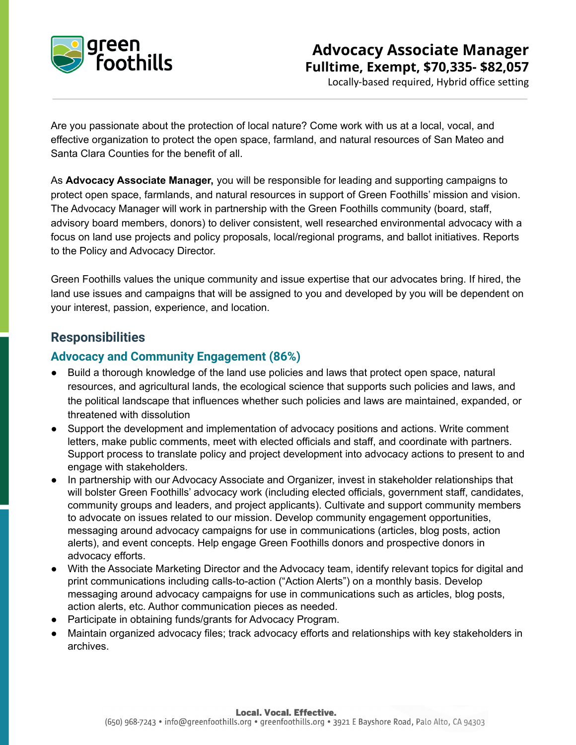# Advocacy Associate Manager

**Fulltime, Exempt, $70,335- $82,057**

Locally-based required, Hybrid office setting

Are you passionate about the protection of local nature? Come work with us at a local, vocal, and effective organization to protect the open space, farmland, and natural resources of San Mateo and Santa Clara Counties for the benefit of all.

As **Advocacy Associate Manager,** you will be responsible for leading and supporting campaigns to protect open space, farmlands, and natural resources in support of Green Foothills' mission and vision. The Advocacy Manager will work in partnership with the Green Foothills community (board, staff, advisory board members, donors) to deliver consistent, well researched environmental advocacy with a focus on land use projects and policy proposals, local/regional programs, and ballot initiatives. Reports to the Policy and Advocacy Director.

Green Foothills values the unique community and issue expertise that our advocates bring. If hired, the land use issues and campaigns that will be assigned to you and developed by you will be dependent on your interest, passion, experience, and location.

## Responsibilities

### Advocacy and Community Engagement (86%)

- Build a thorough knowledge of the land use policies and laws that protect open space, natural resources, and agricultural lands, the ecological science that supports such policies and laws, and the political landscape that influences whether such policies and laws are maintained, expanded, or threatened with dissolution
- Support the development and implementation of advocacy positions and actions. Write comment letters, make public comments, meet with elected officials and staff, and coordinate with partners. Support process to translate policy and project development into advocacy actions to present to and engage with stakeholders.
- In partnership with our Advocacy Associate and Organizer, invest in stakeholder relationships that will bolster Green Foothills' advocacy work (including elected officials, government staff, candidates, community groups and leaders, and project applicants). Cultivate and support community members to advocate on issues related to our mission. Develop community engagement opportunities, messaging around advocacy campaigns for use in communications (articles, blog posts, action alerts), and event concepts. Help engage Green Foothills donors and prospective donors in advocacy efforts.
- With the Associate Marketing Director and the Advocacy team, identify relevant topics for digital and print communications including calls-to-action ("Action Alerts") on a monthly basis. Develop messaging around advocacy campaigns for use in communications such as articles, blog posts, action alerts, etc. Author communication pieces as needed.
- Participate in obtaining funds/grants for Advocacy Program.
- Maintain organized advocacy files; track advocacy efforts and relationships with key stakeholders in archives.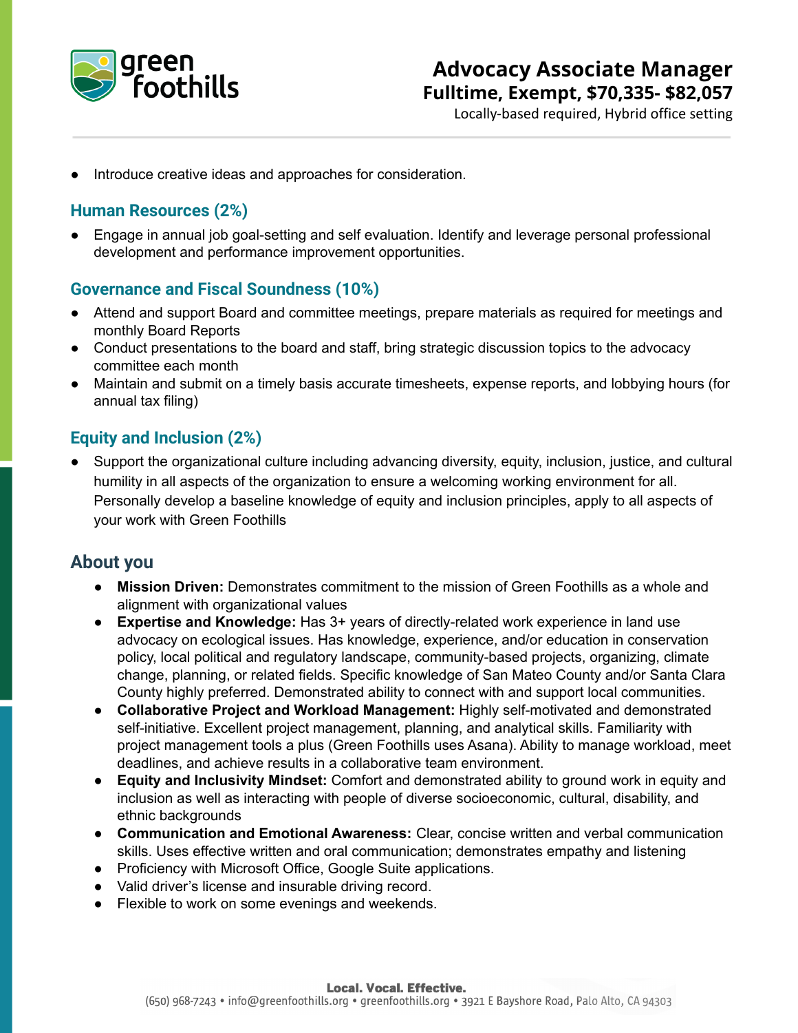- Introduce creative ideas and approaches for consideration.

### Human Resources (2%)

- Engage in annual job goal-setting and self evaluation. Identify and leverage personal professional development and performance improvement opportunities.

### Governance and Fiscal Soundness (10%)

- Attend and support Board and committee meetings, prepare materials as required for meetings and monthly Board Reports
- Conduct presentations to the board and staff, bring strategic discussion topics to the advocacy committee each month
- Maintain and submit on a timely basis accurate timesheets, expense reports, and lobbying hours (for annual tax filing)

### Equity and Inclusion (2%)

- Support the organizational culture including advancing diversity, equity, inclusion, justice, and cultural humility in all aspects of the organization to ensure a welcoming working environment for all. Personally develop a baseline knowledge of equity and inclusion principles, apply to all aspects of your work with Green Foothills

## About you

- **Mission Driven:** Demonstrates commitment to the mission of Green Foothills as a whole and alignment with organizational values
- **Expertise and Knowledge:** Has 3+ years of directly-related work experience in land use advocacy on ecological issues. Has knowledge, experience, and/or education in conservation policy, local political and regulatory landscape, community-based projects, organizing, climate change, planning, or related fields. Specific knowledge of San Mateo County and/or Santa Clara County highly preferred. Demonstrated ability to connect with and support local communities.
- **Collaborative Project and Workload Management:** Highly self-motivated and demonstrated self-initiative. Excellent project management, planning, and analytical skills. Familiarity with project management tools a plus (Green Foothills uses Asana). Ability to manage workload, meet deadlines, and achieve results in a collaborative team environment.
- **Equity and Inclusivity Mindset:** Comfort and demonstrated ability to ground work in equity and inclusion as well as interacting with people of diverse socioeconomic, cultural, disability, and ethnic backgrounds
- **Communication and Emotional Awareness:** Clear, concise written and verbal communication skills. Uses effective written and oral communication; demonstrates empathy and listening
- Proficiency with Microsoft Office, Google Suite applications.
- Valid driver's license and insurable driving record.
- Flexible to work on some evenings and weekends.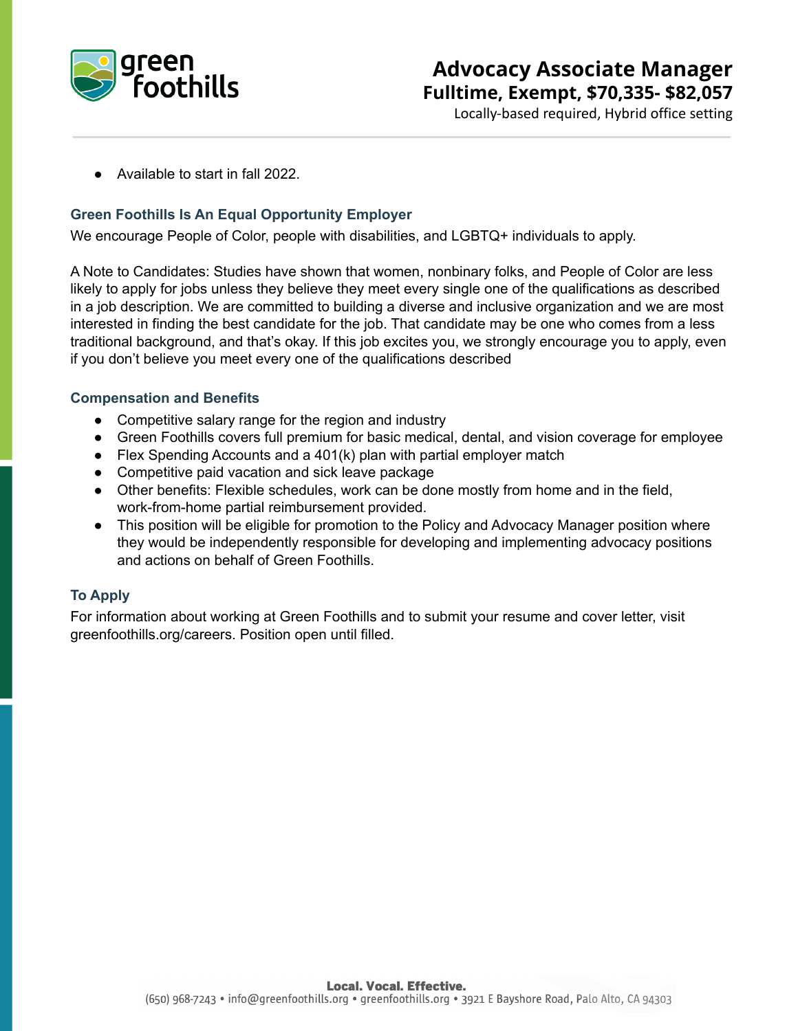- Available to start in fall 2022.

### Green Foothills Is An Equal Opportunity Employer

We encourage People of Color, people with disabilities, and LGBTQ+ individuals to apply.

A Note to Candidates: Studies have shown that women, nonbinary folks, and People of Color are less likely to apply for jobs unless they believe they meet every single one of the qualifications as described in a job description. We are committed to building a diverse and inclusive organization and we are most interested in finding the best candidate for the job. That candidate may be one who comes from a less traditional background, and that's okay. If this job excites you, we strongly encourage you to apply, even if you don't believe you meet every one of the qualifications described

### Compensation and Benefits

- Competitive salary range for the region and industry
- Green Foothills covers full premium for basic medical, dental, and vision coverage for employee
- Flex Spending Accounts and a 401(k) plan with partial employer match
- Competitive paid vacation and sick leave package
- Other benefits: Flexible schedules, work can be done mostly from home and in the field, work-from-home partial reimbursement provided.
- This position will be eligible for promotion to the Policy and Advocacy Manager position where they would be independently responsible for developing and implementing advocacy positions and actions on behalf of Green Foothills.

### To Apply

For information about working at Green Foothills and to submit your resume and cover letter, visit greenfoothills.org/careers. Position open until filled.